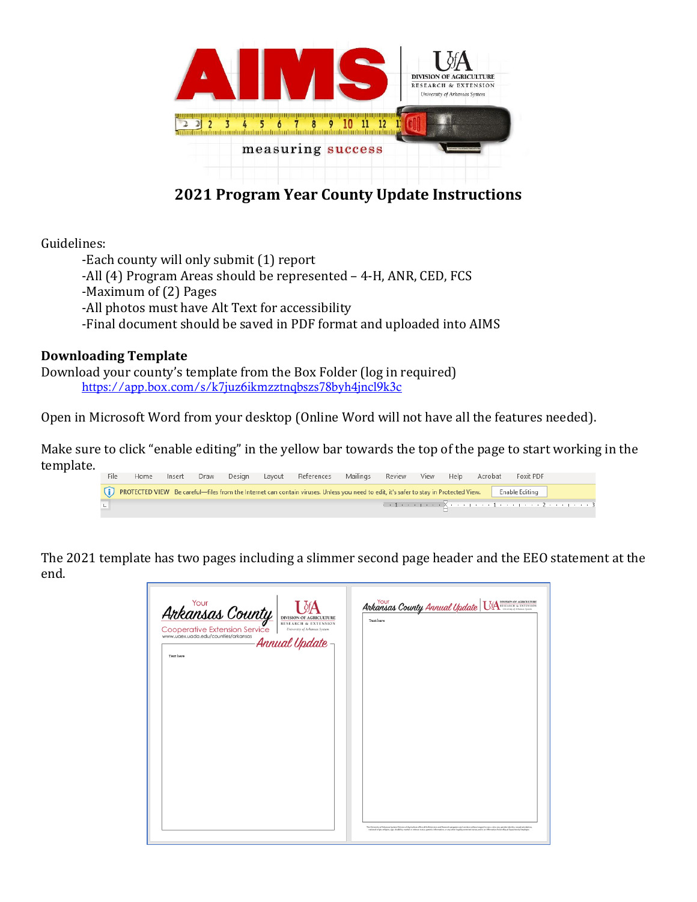# 2021 Program Year County Update Instructions

Guidelines:

- Each county will only submit (1) report
- All (4) Program Areas should be represented – 4-H, ANR, CED, FCS
- Maximum of (2) Pages
- All photos must have Alt Text for accessibility
- Final document should be saved in PDF format and uploaded into AIMS

**Downloading Template**

Download your county's template from the Box Folder (log in required)

https://app.box.com/s/k7juz6ikmzztnqbszs78byh4jncl9k3c

Open in Microsoft Word from your desktop (Online Word will not have all the features needed).

Make sure to click "enable editing" in the yellow bar towards the top of the page to start working in the template.

The 2021 template has two pages including a slimmer second page header and the EEO statement at the end.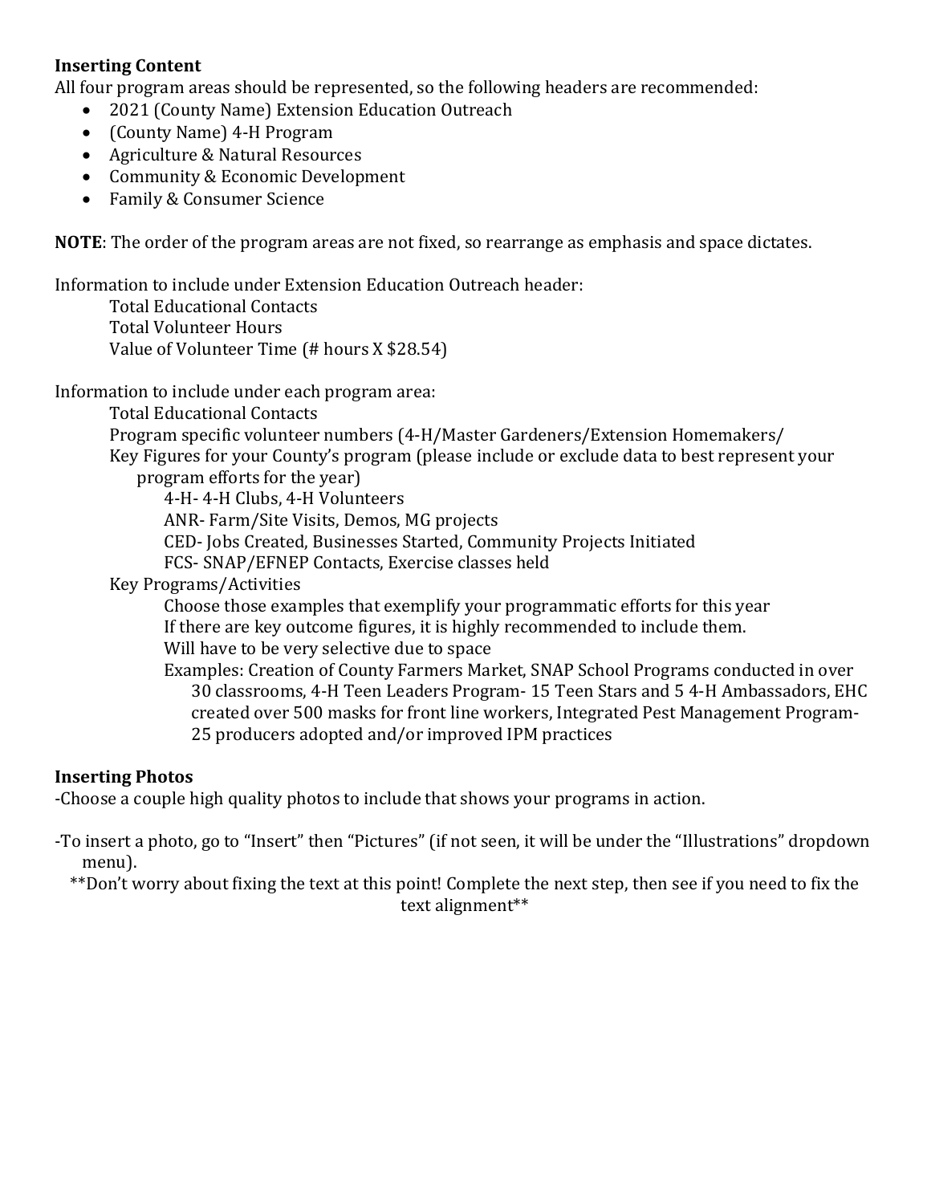**Inserting Content**

All four program areas should be represented, so the following headers are recommended:

- 2021 (County Name) Extension Education Outreach
- (County Name) 4-H Program
- Agriculture & Natural Resources
- Community & Economic Development
- Family & Consumer Science

**NOTE**: The order of the program areas are not fixed, so rearrange as emphasis and space dictates.

Information to include under Extension Education Outreach header:

- Total Educational Contacts
- Total Volunteer Hours
- Value of Volunteer Time (# hours X $28.54)

Information to include under each program area:

- Total Educational Contacts
- Program specific volunteer numbers (4-H/Master Gardeners/Extension Homemakers/
- Key Figures for your County's program (please include or exclude data to best represent your program efforts for the year)
  - 4-H- 4-H Clubs, 4-H Volunteers
  - ANR- Farm/Site Visits, Demos, MG projects
  - CED- Jobs Created, Businesses Started, Community Projects Initiated
  - FCS- SNAP/EFNEP Contacts, Exercise classes held
- Key Programs/Activities
  - Choose those examples that exemplify your programmatic efforts for this year
  - If there are key outcome figures, it is highly recommended to include them.
  - Will have to be very selective due to space
  - Examples: Creation of County Farmers Market, SNAP School Programs conducted in over 30 classrooms, 4-H Teen Leaders Program- 15 Teen Stars and 5 4-H Ambassadors, EHC created over 500 masks for front line workers, Integrated Pest Management Program- 25 producers adopted and/or improved IPM practices

**Inserting Photos**

-Choose a couple high quality photos to include that shows your programs in action.

-To insert a photo, go to "Insert" then "Pictures" (if not seen, it will be under the "Illustrations" dropdown menu).

\*\*Don't worry about fixing the text at this point! Complete the next step, then see if you need to fix the text alignment\*\*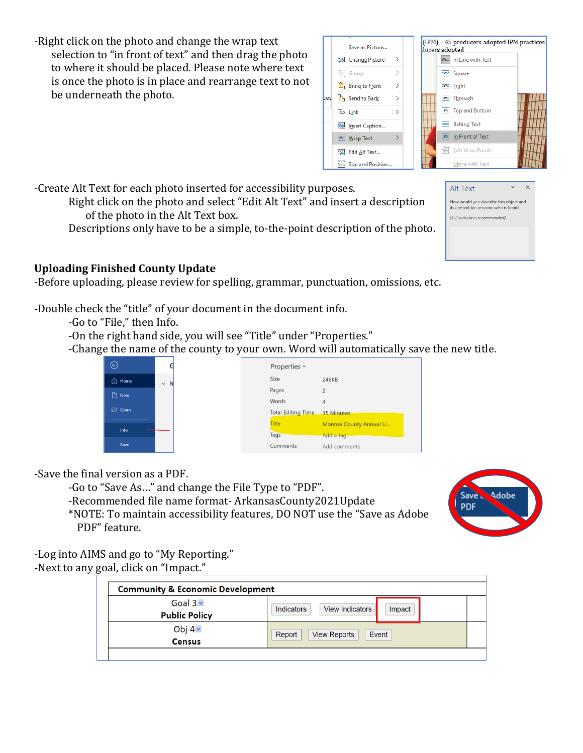-Right click on the photo and change the wrap text selection to "in front of text" and then drag the photo to where it should be placed. Please note where text is once the photo is in place and rearrange text to not be underneath the photo.

-Create Alt Text for each photo inserted for accessibility purposes.
Right click on the photo and select "Edit Alt Text" and insert a description of the photo in the Alt Text box.
Descriptions only have to be a simple, to-the-point description of the photo.

## Uploading Finished County Update

-Before uploading, please review for spelling, grammar, punctuation, omissions, etc.

-Double check the "title" of your document in the document info.
-Go to "File," then Info.
-On the right hand side, you will see "Title" under "Properties."
-Change the name of the county to your own. Word will automatically save the new title.

-Save the final version as a PDF.
-Go to "Save As…" and change the File Type to "PDF".
-Recommended file name format- ArkansasCounty2021Update
*NOTE: To maintain accessibility features, DO NOT use the "Save as Adobe PDF" feature.

-Log into AIMS and go to "My Reporting."
-Next to any goal, click on "Impact."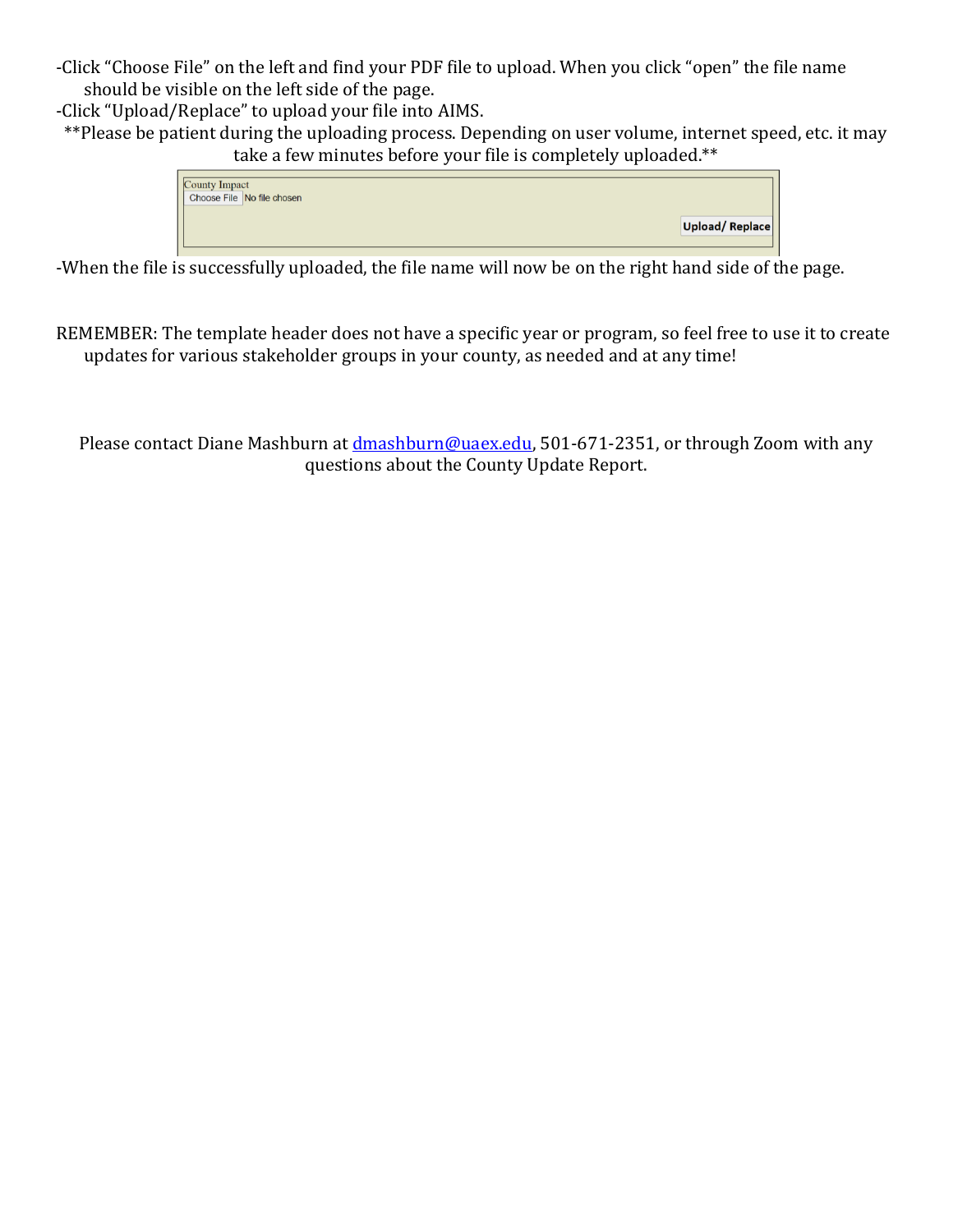-Click “Choose File” on the left and find your PDF file to upload. When you click “open” the file name should be visible on the left side of the page.

-Click “Upload/Replace” to upload your file into AIMS.

**Please be patient during the uploading process. Depending on user volume, internet speed, etc. it may take a few minutes before your file is completely uploaded.**

County Impact
Choose File No file chosen
Upload/ Replace

-When the file is successfully uploaded, the file name will now be on the right hand side of the page.

REMEMBER: The template header does not have a specific year or program, so feel free to use it to create updates for various stakeholder groups in your county, as needed and at any time!

Please contact Diane Mashburn at dmashburn@uaex.edu, 501-671-2351, or through Zoom with any questions about the County Update Report.